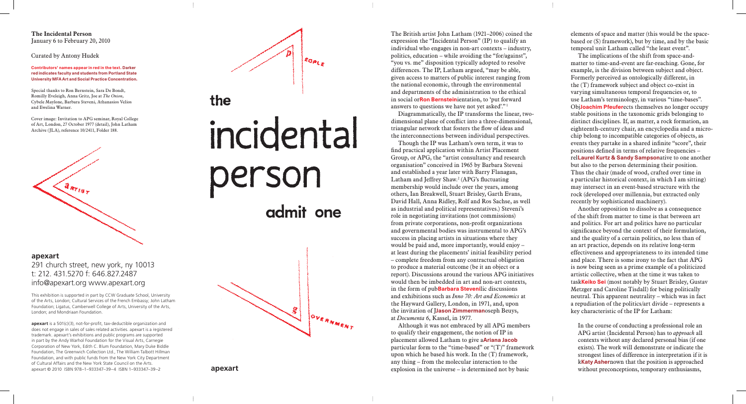**The Incidental Person**
January 6 to February 20, 2010

Curated by Antony Hudek

**Contributors' names appear in red in the text. Darker red indicates faculty and students from Portland State University MFA Art and Social Practice Concentration.**

Special thanks to Ron Bernstein, Sara De Bondt, Romilly Eveleigh, Anna Gritz, Joe at *The Onion*, Cybele Maylone, Barbara Steveni, Athanasios Velios and Ewelina Warner.

Cover image: Invitation to APG seminar, Royal College of Art, London, 27 October 1977 (detail), John Latham Archive (JLA), reference 10/2411, Folder 188.

ARTIST

**apexart**
291 church street, new york, ny 10013
t: 212. 431.5270 f: 646.827.2487
info@apexart.org www.apexart.org

This exhibition is supported in part by CCW Graduate School, University of the Arts, London; Cultural Services of the French Embassy; John Latham Foundation; Ligatus, Camberwell College of Arts, University of the Arts, London; and Mondriaan Foundation.

**apexart** is a 501(c)(3), not-for-profit, tax-deductible organization and does not engage in sales of sales related activities. apexart is a registered trademark. apexart's exhibitions and public programs are supported in part by the Andy Warhol Foundation for the Visual Arts, Carnegie Corporation of New York, Edith C. Blum Foundation, Mary Duke Biddle Foundation, The Greenwich Collection Ltd., The William Talbott Hillman Foundation, and with public funds from the New York City Department of Cultural Affairs and the New York State Council on the Arts.
apexart © 2010 ISBN 978–1–933347–39–4 ISBN 1–933347–39–2

PEOPLE

# the incidental person

## admit one

GOVERNMENT

**apexart**

The British artist John Latham (1921–2006) coined the expression the "Incidental Person" (IP) to qualify an individual who engages in non-art contexts – industry, politics, education – while avoiding the "for/against", "you vs. me" disposition typically adopted to resolve differences. The IP, Latham argued, "may be able, given access to matters of public interest ranging from the national economic, through the environmental and departments of the administration to the ethical in social or**Ron Bernstein**ientation, to 'put forward answers to questions we have not yet asked'."[1]

Diagrammatically, the IP transforms the linear, two-dimensional plane of conflict into a three-dimensional, triangular network that fosters the flow of ideas and the interconnections between individual perspectives.

Though the IP was Latham's own term, it was to find practical application within Artist Placement Group, or APG, the "artist consultancy and research organisation" conceived in 1965 by Barbara Steveni and established a year later with Barry Flanagan, Latham and Jeffrey Shaw.[2] (APG's fluctuating membership would include over the years, among others, Ian Breakwell, Stuart Brisley, Garth Evans, David Hall, Anna Ridley, Rolf and Ros Sachse, as well as industrial and political representatives.) Steveni's role in negotiating invitations (not commissions) from private corporations, non-profit organizations and governmental bodies was instrumental to APG's success in placing artists in situations where they would be paid and, more importantly, would enjoy – at least during the placements' initial feasibility period – complete freedom from any contractual obligation to produce a material outcome (be it an object or a report). Discussions around the various APG initiatives would then be imbedded in art and non-art contexts, in the form of pub**Barbara Steveni**lic discussions and exhibitions such as *Inno 70: Art and Economics* at the Hayward Gallery, London, in 1971, and, upon the invitation of J**Jason Zimmerman**oseph Beuys, at *Documenta 6*, Kassel, in 1977.

Although it was not embraced by all APG members to qualify their engagement, the notion of IP in placement allowed Latham to give a**Ariana Jacob** particular form to the "time-based" or "(T)" framework upon which he based his work. In the (T) framework, any thing – from the molecular interaction to the explosion in the universe – is determined not by basic elements of space and matter (this would be the space-based or (S) framework), but by time, and by the basic temporal unit Latham called "the least event".

The implications of the shift from space-and-matter to time-and-event are far-reaching. Gone, for example, is the division between subject and object. Formerly perceived as ontologically different, in the (T) framework subject and object co-exist in varying simultaneous temporal frequencies or, to use Latham's terminology, in various "time-bases". Obj**Joachim Pfeufer**ects themselves no longer occupy stable positions in the taxonomic grids belonging to distinct disciplines. If, as matter, a rock formation, an eighteenth-century chair, an encyclopedia and a micro-chip belong to incompatible categories of objects, as events they partake in a shared infinite "score", their positions defined in terms of relative frequencies – rel**Laurel Kurtz & Sandy Sampson**ative to one another but also to the person determining their position. Thus the chair (made of wood, crafted over time in a particular historical context, in which I am sitting) may intersect in an event-based structure with the rock (developed over millennia, but extracted only recently by sophisticated machinery).

Another opposition to dissolve as a consequence of the shift from matter to time is that between art and politics. For art and politics have no particular significance beyond the context of their formulation, and the quality of a certain politics, no less than of an art practice, depends on its relative long-term effectiveness and appropriateness to its intended time and place. There is some irony to the fact that APG is now being seen as a prime example of a politicized artistic collective, when at the time it was taken to task**Keiko Sei** (most notably by Stuart Brisley, Gustav Metzger and Caroline Tisdall) for being politically neutral. This apparent neutrality – which was in fact a repudiation of the politics/art divide – represents a key characteristic of the IP for Latham:

> In the course of conducting a professional role an APG artist (Incidental Person) has to *approach* all contexts without any declared personal bias (if one exists). The work will demonstrate or indicate the strongest lines of difference in interpretation if it is k**Katy Asher**nown that the position is approached without preconceptions, temporary enthusiasms,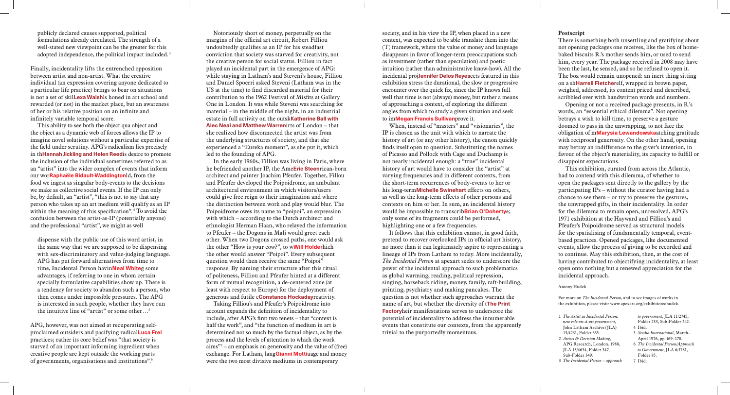> publicly declared causes supported, political formulations already circulated. The strength of a well-stated new viewpoint can be the greater for this adopted independence, the political impact included.[3]

Finally, incidentality lifts the entrenched opposition between artist and non-artist. What the creative individual (an expression covering anyone dedicated to a particular life practice) brings to bear on situations is not a set of skil**Lexa Walsh**ls honed in art school and rewarded (or not) in the market place, but an awareness of her or his relative position on an infinite and infinitely variable temporal score.

This ability to see both the object qua object and the object as a dynamic web of forces allows the IP to imagine novel solutions without a particular expertise of the field under scrutiny. APG's radicalism lies precisely in th**Hannah Jickling and Helen Reed**is desire to promote the inclusion of the individual sometimes referred to as an "artist" into the wider complex of events that inform our wor**Raphaële Bidault-Waddington**ld, from the food we ingest as singular body-events to the decisions we make as collective social events. If the IP can only be, by default, an "artist", "this is not to say that any person who takes up an art medium will qualify as an IP within the meaning of this specification".[4] To avoid the confusion between the artist-as-IP (potentially anyone) and the professional "artist", we might as well

> dispense with the public use of this word artist, in the same way that we are supposed to be dispensing with sex-discriminatory and value-judging language. APG has put forward alternatives from time to time, Incidental Person havin**Neal White**g some advantages, if referring to one in whom certain specially formulative capabilities show up. There is a tendency for society to abandon such a person, who then comes under impossible pressures. The APG is interested in such people, whether they have run the intuitive line of "artist" or some other…[5]

APG, however, was not aimed at recuperating self-proclaimed outsiders and pacifying radical**Luca Frei** practices; rather its core belief was "that society is starved of an important informing ingredient when creative people are kept outside the working parts of governments, organisations and institutions".[6]

Notoriously short of money, perpetually on the margins of the official art circuit, Robert Filliou undoubtedly qualifies as an IP for his steadfast conviction that society was starved for creativity, not the creative person for social status. Filliou in fact played an incidental part in the emergence of APG: while staying in Latham's and Steveni's house, Filliou and Daniel Spoerri asked Steveni (Latham was in the US at the time) to find discarded material for their contribution to the 1962 Festival of Misfits at Gallery One in London. It was while Steveni was searching for material – in the middle of the night, in an industrial estate in full activity on the outsk**Katherine Ball with Alec Neal and Matthew Warren**irts of London – that she realized how disconnected the artist was from the underlying structures of society, and that she experienced a "Eureka moment", as she put it, which led to the founding of APG.

In the early 1960s, Filliou was living in Paris, where he befriended another IP, the Ame**Eric Steen**rican-born architect and painter Joachim Pfeufer. Together, Fillou and Pfeufer developed the Poipoidrome, an ambulant architectural environment in which visitors/users could give free reign to their imagination and where the distinction between work and play would blur. The Poipoidrome owes its name to "poipoi", an expression with which – according to the Dutch architect and ethnologist Herman Haan, who relayed the information to Pfeufer – the Dogons in Mali would greet each other. When two Dogons crossed paths, one would ask the other "How is your cow?", to w**Will Holder**hich the other would answer "Poipoi". Every subsequent question would then receive the same "Poipoi" response. By naming their structure after this ritual of politeness, Filliou and Pfeufer hinted at a different form of mutual recognition, a de-centered zone (at least with respect to Europe) for the deployment of generous and futile c**Constance Hockaday**reativity.

Taking Filliou's and Pfeufer's Poipoidrome into account expands the definition of incidentality to include, after APG's first two tenets – that "context is half the work", and "the function of medium in art is determined not so much by the factual object, as by the process and the levels of attention to which the work aims"[7] – an emphasis on generosity and the value of (free) exchange. For Latham, lang**Gianni Motti**uage and money were the two most divisive mediums in contemporary society, and in his view the IP, when placed in a new context, was expected to be able translate them into the (T) framework, where the value of money and language disappears in favor of longer-term preoccupations such as investment (rather than speculation) and poetic intuition (rather than administrative know-how). All the incidental proj**Jennifer Delos Reyes**ects featured in this exhibition stress the durational, the slow or progressive encounter over the quick fix, since the IP knows full well that time is not (always) money, but rather a means of approaching a context, of exploring the different angles from which to study a given situation and seek to im**Megan Francis Sullivan**prove it.

When, instead of "masters" and "visionaries", the IP is chosen as the unit with which to narrate the history of art (or any other history), the canon quickly finds itself open to question. Substituting the names of Picasso and Pollock with Cage and Duchamp is not nearly incidental enough: a "true" incidental history of art would have to consider the "artist" at varying frequencies and in different contexts, from the short-term recurrences of body-events to her or his long-term**Michelle Swinehart** effects on others, as well as the long-term effects of other persons and contexts on him or her. In sum, an incidental history would be impossible to transcrib**Brian O'Doherty**e; only some of its fragments could be performed, highlighting one or a few frequencies.

It follows that this exhibition cannot, in good faith, pretend to recover overlooked IPs in official art history, no more than it can legitimately aspire to representing a lineage of IPs from Latham to today. More incidentally, *The Incidental Person* at apexart seeks to underscore the power of the incidental approach to such problematics as global warming, reading, political repression, singing, horseback riding, money, family, raft-building, printing, psychiatry and making pancakes. The question is not whether such approaches warrant the name of art, but whether the diversity of t**The Print Factory**heir manifestations serves to underscore the potential of incidentality to address the innumerable events that constitute our contexts, from the apparently trivial to the purportedly momentous.

## Postscript

There is something both unsettling and gratifying about not opening packages one receives, like the box of home-baked biscuits R.'s mother sends him, or used to send him, every year. The package received in 2008 may have been the last, he sensed, and so he refused to open it. The box would remain unopened: an inert thing sitting on a sh**Harrell Fletcher**elf, wrapped in brown paper, weighed, addressed, its content priced and described, scribbled over with handwritten words and numbers.

Opening or not a received package presents, in R.'s words, an "essential ethical dilemma". Not opening betrays a wish to kill time, to preserve a gesture doomed to pass in the unwrapping, to not face the obligation of m**Marysia Lewandowska**atching gratitude with reciprocal generosity. On the other hand, opening may betray an indifference to the giver's intention, in favour of the object's materiality, its capacity to fulfill or disappoint expectations.

This exhibition, curated from across the Atlantic, had to contend with this dilemma, of whether to open the packages sent directly to the gallery by the participating IPs – without the curator having had a chance to see them – or try to preserve the gestures, the unwrapped gifts, in their incidentality. In order for the dilemma to remain open, unresolved, APG's 1971 exhibition at the Hayward and Filliou's and Pfeufer's Poipoidrome served as structural models for the spatialising of fundamentally temporal, event-based practices. Opened packages, like documented events, allow the process of giving to be recorded and to continue. May this exhibition, then, at the cost of having contributed to objectifying incidentality, at least open onto nothing but a renewed appreciation for the incidental approach.

Antony Hudek

For more on *The Incidental Person*, and to see images of works in the exhibition, please visit: www.apexart.org/exhibitions/hudek.

1. *The Artist as Incidental Person: new role vis-à-vis government*, John Latham Archive (JLA) 13/4231, Folder 335.
2. *Artists & Decision Making*, APG Research, London, 1988, JLA 13/4654, Folder 347, Sub-Folder 349.
3. *The Incidental Person – approach to government*, JLA 11/2745, Folder 233, Sub-Folder 242.
4. Ibid.
5. *Studio International*, March–April 1976, pp. 169–170.
6. *The Incidental Person/Approach to Government*, JLA 6/1781, Folder 85.
7. Ibid.